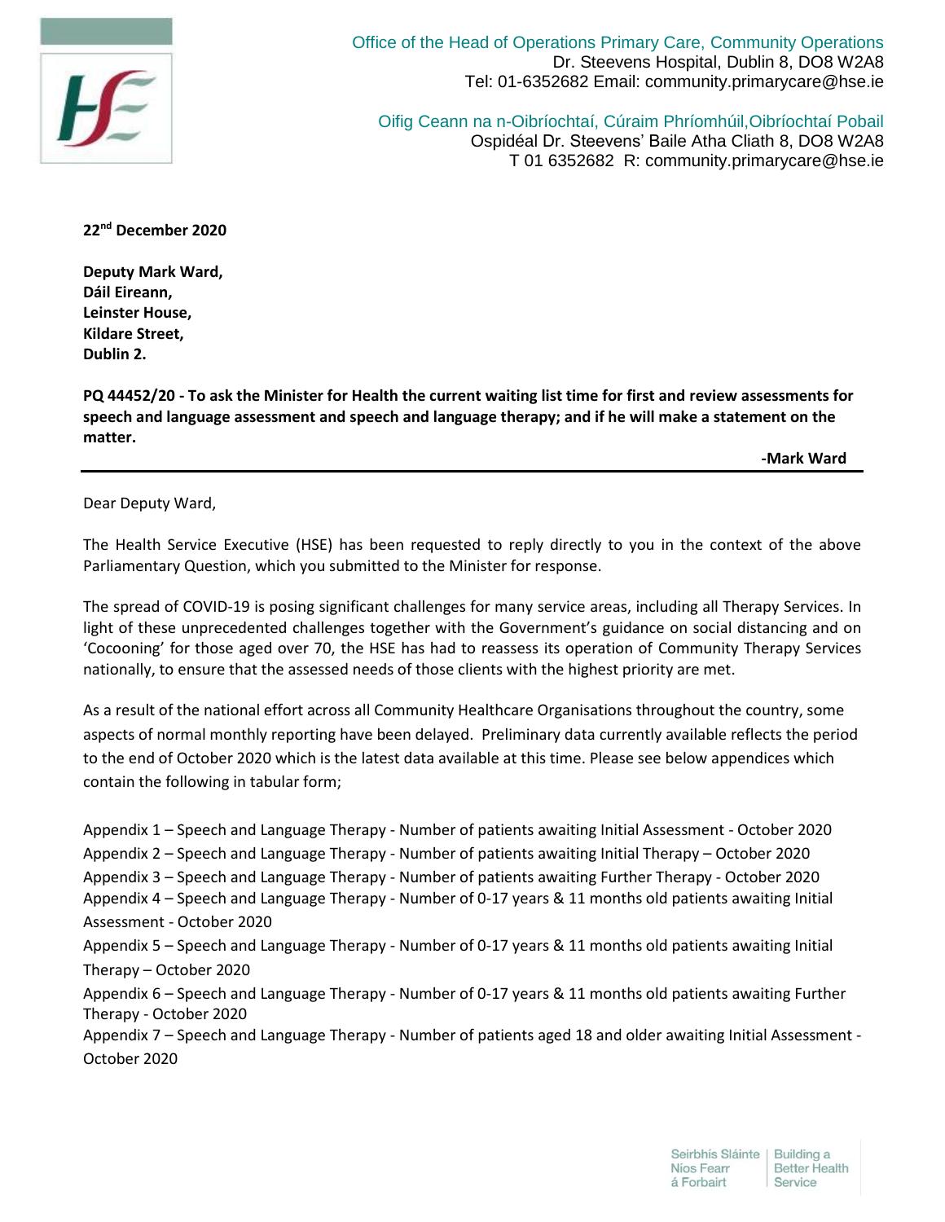Office of the Head of Operations Primary Care, Community Operations
Dr. Steevens Hospital, Dublin 8, DO8 W2A8
Tel: 01-6352682 Email: community.primarycare@hse.ie

Oifig Ceann na n-Oibríochtaí, Cúraim Phríomhúil,Oibríochtaí Pobail
Ospidéal Dr. Steevens' Baile Atha Cliath 8, DO8 W2A8
T 01 6352682 R: community.primarycare@hse.ie

**22nd December 2020**

**Deputy Mark Ward,**
**Dáil Eireann,**
**Leinster House,**
**Kildare Street,**
**Dublin 2.**

**PQ 44452/20 - To ask the Minister for Health the current waiting list time for first and review assessments for speech and language assessment and speech and language therapy; and if he will make a statement on the matter.**

**-Mark Ward**

---

Dear Deputy Ward,

The Health Service Executive (HSE) has been requested to reply directly to you in the context of the above Parliamentary Question, which you submitted to the Minister for response.

The spread of COVID-19 is posing significant challenges for many service areas, including all Therapy Services. In light of these unprecedented challenges together with the Government's guidance on social distancing and on 'Cocooning' for those aged over 70, the HSE has had to reassess its operation of Community Therapy Services nationally, to ensure that the assessed needs of those clients with the highest priority are met.

As a result of the national effort across all Community Healthcare Organisations throughout the country, some aspects of normal monthly reporting have been delayed. Preliminary data currently available reflects the period to the end of October 2020 which is the latest data available at this time. Please see below appendices which contain the following in tabular form;

Appendix 1 – Speech and Language Therapy - Number of patients awaiting Initial Assessment - October 2020
Appendix 2 – Speech and Language Therapy - Number of patients awaiting Initial Therapy – October 2020
Appendix 3 – Speech and Language Therapy - Number of patients awaiting Further Therapy - October 2020
Appendix 4 – Speech and Language Therapy - Number of 0-17 years & 11 months old patients awaiting Initial Assessment - October 2020
Appendix 5 – Speech and Language Therapy - Number of 0-17 years & 11 months old patients awaiting Initial Therapy – October 2020
Appendix 6 – Speech and Language Therapy - Number of 0-17 years & 11 months old patients awaiting Further Therapy - October 2020
Appendix 7 – Speech and Language Therapy - Number of patients aged 18 and older awaiting Initial Assessment - October 2020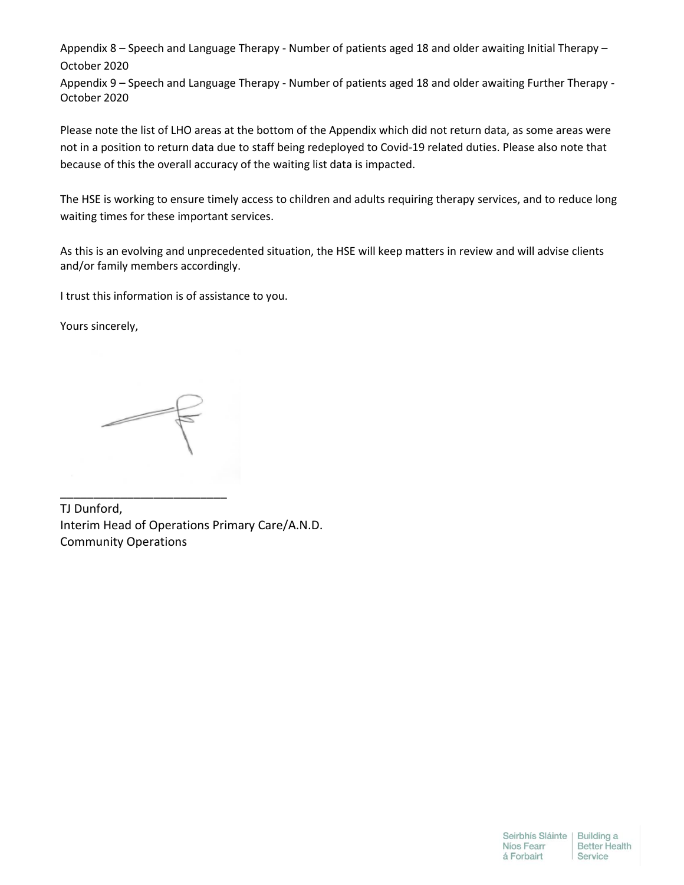Appendix 8 – Speech and Language Therapy - Number of patients aged 18 and older awaiting Initial Therapy – October 2020

Appendix 9 – Speech and Language Therapy - Number of patients aged 18 and older awaiting Further Therapy - October 2020

Please note the list of LHO areas at the bottom of the Appendix which did not return data, as some areas were not in a position to return data due to staff being redeployed to Covid-19 related duties. Please also note that because of this the overall accuracy of the waiting list data is impacted.

The HSE is working to ensure timely access to children and adults requiring therapy services, and to reduce long waiting times for these important services.

As this is an evolving and unprecedented situation, the HSE will keep matters in review and will advise clients and/or family members accordingly.

I trust this information is of assistance to you.

Yours sincerely,

___________________________

TJ Dunford,
Interim Head of Operations Primary Care/A.N.D.
Community Operations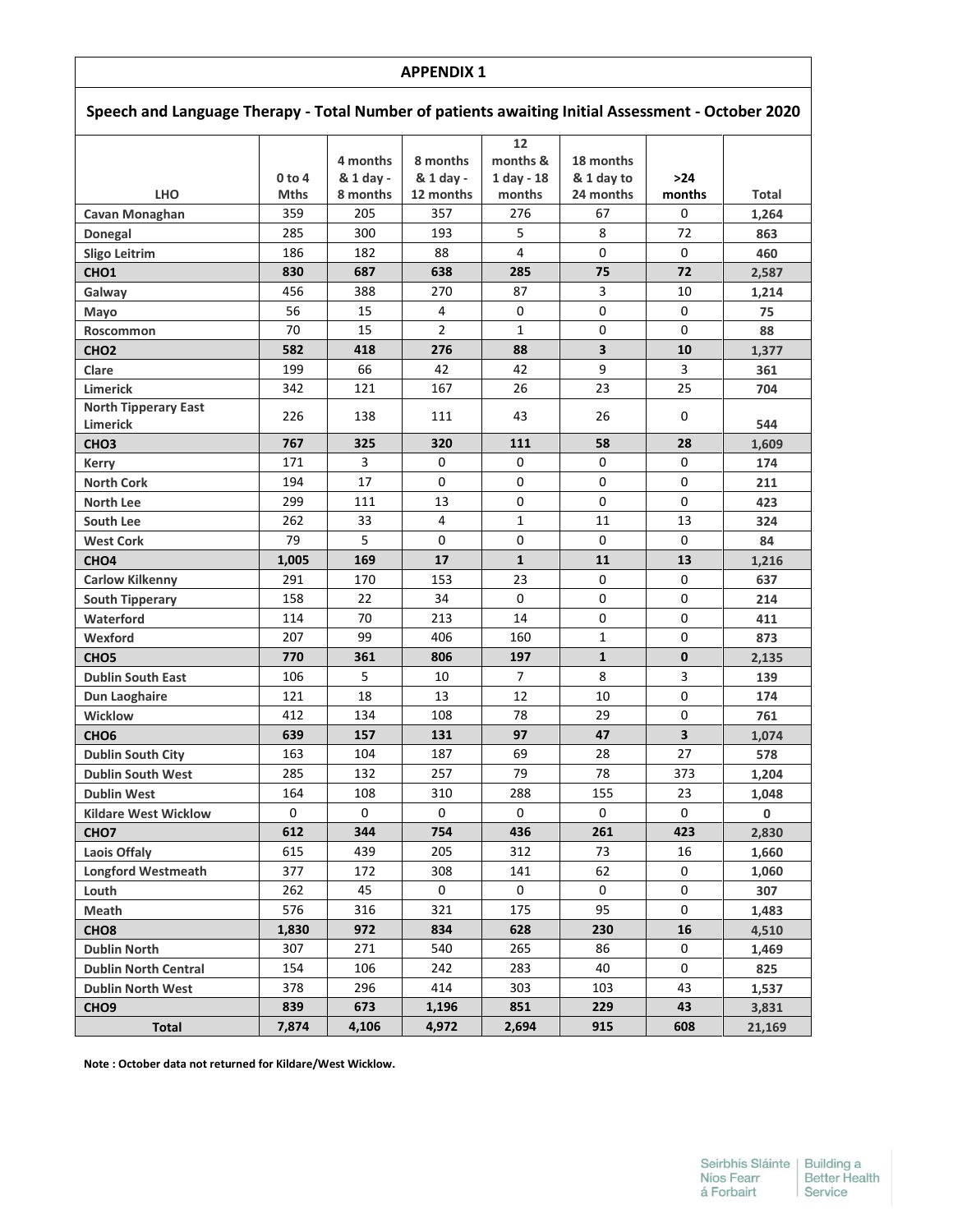## APPENDIX 1

### Speech and Language Therapy - Total Number of patients awaiting Initial Assessment - October 2020

| LHO | 0 to 4 Mths | 4 months & 1 day - 8 months | 8 months & 1 day - 12 months | 12 months & 1 day - 18 months | 18 months & 1 day to 24 months | >24 months | Total |
|---|---|---|---|---|---|---|---|
| **Cavan Monaghan** | 359 | 205 | 357 | 276 | 67 | 0 | **1,264** |
| **Donegal** | 285 | 300 | 193 | 5 | 8 | 72 | **863** |
| **Sligo Leitrim** | 186 | 182 | 88 | 4 | 0 | 0 | **460** |
| **CHO1** | **830** | **687** | **638** | **285** | **75** | **72** | **2,587** |
| **Galway** | 456 | 388 | 270 | 87 | 3 | 10 | **1,214** |
| **Mayo** | 56 | 15 | 4 | 0 | 0 | 0 | **75** |
| **Roscommon** | 70 | 15 | 2 | 1 | 0 | 0 | **88** |
| **CHO2** | **582** | **418** | **276** | **88** | **3** | **10** | **1,377** |
| **Clare** | 199 | 66 | 42 | 42 | 9 | 3 | **361** |
| **Limerick** | 342 | 121 | 167 | 26 | 23 | 25 | **704** |
| **North Tipperary East Limerick** | 226 | 138 | 111 | 43 | 26 | 0 | **544** |
| **CHO3** | **767** | **325** | **320** | **111** | **58** | **28** | **1,609** |
| **Kerry** | 171 | 3 | 0 | 0 | 0 | 0 | **174** |
| **North Cork** | 194 | 17 | 0 | 0 | 0 | 0 | **211** |
| **North Lee** | 299 | 111 | 13 | 0 | 0 | 0 | **423** |
| **South Lee** | 262 | 33 | 4 | 1 | 11 | 13 | **324** |
| **West Cork** | 79 | 5 | 0 | 0 | 0 | 0 | **84** |
| **CHO4** | **1,005** | **169** | **17** | **1** | **11** | **13** | **1,216** |
| **Carlow Kilkenny** | 291 | 170 | 153 | 23 | 0 | 0 | **637** |
| **South Tipperary** | 158 | 22 | 34 | 0 | 0 | 0 | **214** |
| **Waterford** | 114 | 70 | 213 | 14 | 0 | 0 | **411** |
| **Wexford** | 207 | 99 | 406 | 160 | 1 | 0 | **873** |
| **CHO5** | **770** | **361** | **806** | **197** | **1** | **0** | **2,135** |
| **Dublin South East** | 106 | 5 | 10 | 7 | 8 | 3 | **139** |
| **Dun Laoghaire** | 121 | 18 | 13 | 12 | 10 | 0 | **174** |
| **Wicklow** | 412 | 134 | 108 | 78 | 29 | 0 | **761** |
| **CHO6** | **639** | **157** | **131** | **97** | **47** | **3** | **1,074** |
| **Dublin South City** | 163 | 104 | 187 | 69 | 28 | 27 | **578** |
| **Dublin South West** | 285 | 132 | 257 | 79 | 78 | 373 | **1,204** |
| **Dublin West** | 164 | 108 | 310 | 288 | 155 | 23 | **1,048** |
| **Kildare West Wicklow** | 0 | 0 | 0 | 0 | 0 | 0 | **0** |
| **CHO7** | **612** | **344** | **754** | **436** | **261** | **423** | **2,830** |
| **Laois Offaly** | 615 | 439 | 205 | 312 | 73 | 16 | **1,660** |
| **Longford Westmeath** | 377 | 172 | 308 | 141 | 62 | 0 | **1,060** |
| **Louth** | 262 | 45 | 0 | 0 | 0 | 0 | **307** |
| **Meath** | 576 | 316 | 321 | 175 | 95 | 0 | **1,483** |
| **CHO8** | **1,830** | **972** | **834** | **628** | **230** | **16** | **4,510** |
| **Dublin North** | 307 | 271 | 540 | 265 | 86 | 0 | **1,469** |
| **Dublin North Central** | 154 | 106 | 242 | 283 | 40 | 0 | **825** |
| **Dublin North West** | 378 | 296 | 414 | 303 | 103 | 43 | **1,537** |
| **CHO9** | **839** | **673** | **1,196** | **851** | **229** | **43** | **3,831** |
| **Total** | **7,874** | **4,106** | **4,972** | **2,694** | **915** | **608** | **21,169** |

**Note : October data not returned for Kildare/West Wicklow.**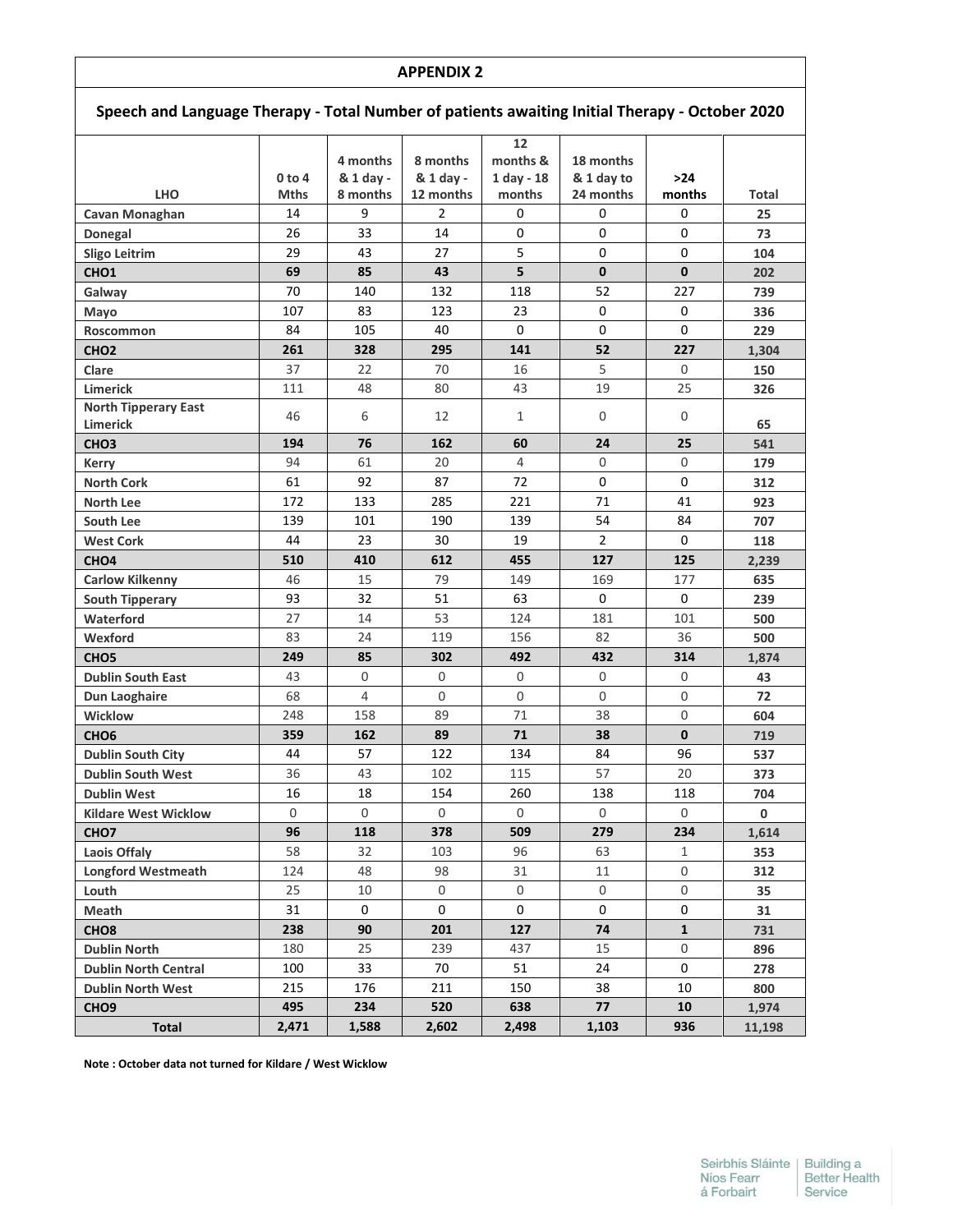## APPENDIX 2

### Speech and Language Therapy - Total Number of patients awaiting Initial Therapy - October 2020

| LHO | 0 to 4 Mths | 4 months & 1 day - 8 months | 8 months & 1 day - 12 months | 12 months & 1 day - 18 months | 18 months & 1 day to 24 months | >24 months | Total |
|---|---|---|---|---|---|---|---|
| Cavan Monaghan | 14 | 9 | 2 | 0 | 0 | 0 | 25 |
| Donegal | 26 | 33 | 14 | 0 | 0 | 0 | 73 |
| Sligo Leitrim | 29 | 43 | 27 | 5 | 0 | 0 | 104 |
| **CHO1** | **69** | **85** | **43** | **5** | **0** | **0** | **202** |
| Galway | 70 | 140 | 132 | 118 | 52 | 227 | 739 |
| Mayo | 107 | 83 | 123 | 23 | 0 | 0 | 336 |
| Roscommon | 84 | 105 | 40 | 0 | 0 | 0 | 229 |
| **CHO2** | **261** | **328** | **295** | **141** | **52** | **227** | **1,304** |
| Clare | 37 | 22 | 70 | 16 | 5 | 0 | 150 |
| Limerick | 111 | 48 | 80 | 43 | 19 | 25 | 326 |
| North Tipperary East Limerick | 46 | 6 | 12 | 1 | 0 | 0 | 65 |
| **CHO3** | **194** | **76** | **162** | **60** | **24** | **25** | **541** |
| Kerry | 94 | 61 | 20 | 4 | 0 | 0 | 179 |
| North Cork | 61 | 92 | 87 | 72 | 0 | 0 | 312 |
| North Lee | 172 | 133 | 285 | 221 | 71 | 41 | 923 |
| South Lee | 139 | 101 | 190 | 139 | 54 | 84 | 707 |
| West Cork | 44 | 23 | 30 | 19 | 2 | 0 | 118 |
| **CHO4** | **510** | **410** | **612** | **455** | **127** | **125** | **2,239** |
| Carlow Kilkenny | 46 | 15 | 79 | 149 | 169 | 177 | 635 |
| South Tipperary | 93 | 32 | 51 | 63 | 0 | 0 | 239 |
| Waterford | 27 | 14 | 53 | 124 | 181 | 101 | 500 |
| Wexford | 83 | 24 | 119 | 156 | 82 | 36 | 500 |
| **CHO5** | **249** | **85** | **302** | **492** | **432** | **314** | **1,874** |
| Dublin South East | 43 | 0 | 0 | 0 | 0 | 0 | 43 |
| Dun Laoghaire | 68 | 4 | 0 | 0 | 0 | 0 | 72 |
| Wicklow | 248 | 158 | 89 | 71 | 38 | 0 | 604 |
| **CHO6** | **359** | **162** | **89** | **71** | **38** | **0** | **719** |
| Dublin South City | 44 | 57 | 122 | 134 | 84 | 96 | 537 |
| Dublin South West | 36 | 43 | 102 | 115 | 57 | 20 | 373 |
| Dublin West | 16 | 18 | 154 | 260 | 138 | 118 | 704 |
| Kildare West Wicklow | 0 | 0 | 0 | 0 | 0 | 0 | 0 |
| **CHO7** | **96** | **118** | **378** | **509** | **279** | **234** | **1,614** |
| Laois Offaly | 58 | 32 | 103 | 96 | 63 | 1 | 353 |
| Longford Westmeath | 124 | 48 | 98 | 31 | 11 | 0 | 312 |
| Louth | 25 | 10 | 0 | 0 | 0 | 0 | 35 |
| Meath | 31 | 0 | 0 | 0 | 0 | 0 | 31 |
| **CHO8** | **238** | **90** | **201** | **127** | **74** | **1** | **731** |
| Dublin North | 180 | 25 | 239 | 437 | 15 | 0 | 896 |
| Dublin North Central | 100 | 33 | 70 | 51 | 24 | 0 | 278 |
| Dublin North West | 215 | 176 | 211 | 150 | 38 | 10 | 800 |
| **CHO9** | **495** | **234** | **520** | **638** | **77** | **10** | **1,974** |
| **Total** | **2,471** | **1,588** | **2,602** | **2,498** | **1,103** | **936** | **11,198** |

**Note : October data not turned for Kildare / West Wicklow**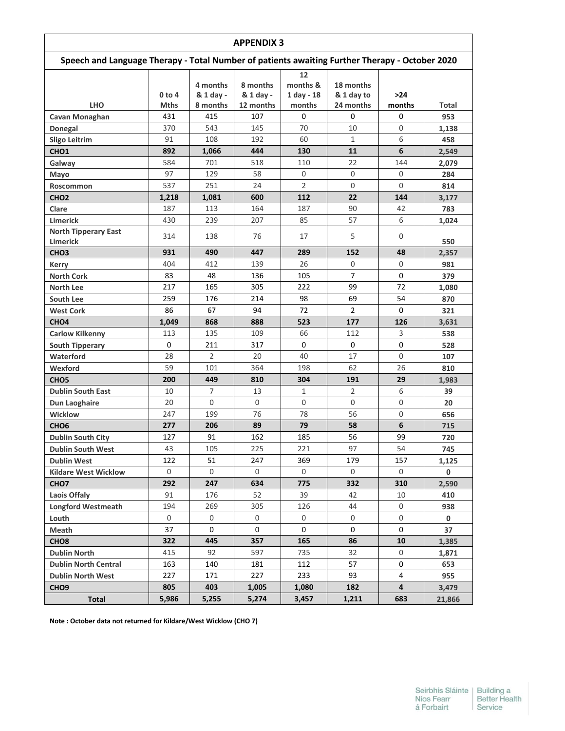## APPENDIX 3

### Speech and Language Therapy - Total Number of patients awaiting Further Therapy - October 2020

| LHO | 0 to 4 Mths | 4 months & 1 day - 8 months | 8 months & 1 day - 12 months | 12 months & 1 day - 18 months | 18 months & 1 day to 24 months | >24 months | Total |
|---|---|---|---|---|---|---|---|
| Cavan Monaghan | 431 | 415 | 107 | 0 | 0 | 0 | 953 |
| Donegal | 370 | 543 | 145 | 70 | 10 | 0 | 1,138 |
| Sligo Leitrim | 91 | 108 | 192 | 60 | 1 | 6 | 458 |
| **CHO1** | **892** | **1,066** | **444** | **130** | **11** | **6** | **2,549** |
| Galway | 584 | 701 | 518 | 110 | 22 | 144 | 2,079 |
| Mayo | 97 | 129 | 58 | 0 | 0 | 0 | 284 |
| Roscommon | 537 | 251 | 24 | 2 | 0 | 0 | 814 |
| **CHO2** | **1,218** | **1,081** | **600** | **112** | **22** | **144** | **3,177** |
| Clare | 187 | 113 | 164 | 187 | 90 | 42 | 783 |
| Limerick | 430 | 239 | 207 | 85 | 57 | 6 | 1,024 |
| North Tipperary East Limerick | 314 | 138 | 76 | 17 | 5 | 0 | 550 |
| **CHO3** | **931** | **490** | **447** | **289** | **152** | **48** | **2,357** |
| Kerry | 404 | 412 | 139 | 26 | 0 | 0 | 981 |
| North Cork | 83 | 48 | 136 | 105 | 7 | 0 | 379 |
| North Lee | 217 | 165 | 305 | 222 | 99 | 72 | 1,080 |
| South Lee | 259 | 176 | 214 | 98 | 69 | 54 | 870 |
| West Cork | 86 | 67 | 94 | 72 | 2 | 0 | 321 |
| **CHO4** | **1,049** | **868** | **888** | **523** | **177** | **126** | **3,631** |
| Carlow Kilkenny | 113 | 135 | 109 | 66 | 112 | 3 | 538 |
| South Tipperary | 0 | 211 | 317 | 0 | 0 | 0 | 528 |
| Waterford | 28 | 2 | 20 | 40 | 17 | 0 | 107 |
| Wexford | 59 | 101 | 364 | 198 | 62 | 26 | 810 |
| **CHO5** | **200** | **449** | **810** | **304** | **191** | **29** | **1,983** |
| Dublin South East | 10 | 7 | 13 | 1 | 2 | 6 | 39 |
| Dun Laoghaire | 20 | 0 | 0 | 0 | 0 | 0 | 20 |
| Wicklow | 247 | 199 | 76 | 78 | 56 | 0 | 656 |
| **CHO6** | **277** | **206** | **89** | **79** | **58** | **6** | **715** |
| Dublin South City | 127 | 91 | 162 | 185 | 56 | 99 | 720 |
| Dublin South West | 43 | 105 | 225 | 221 | 97 | 54 | 745 |
| Dublin West | 122 | 51 | 247 | 369 | 179 | 157 | 1,125 |
| Kildare West Wicklow | 0 | 0 | 0 | 0 | 0 | 0 | 0 |
| **CHO7** | **292** | **247** | **634** | **775** | **332** | **310** | **2,590** |
| Laois Offaly | 91 | 176 | 52 | 39 | 42 | 10 | 410 |
| Longford Westmeath | 194 | 269 | 305 | 126 | 44 | 0 | 938 |
| Louth | 0 | 0 | 0 | 0 | 0 | 0 | 0 |
| Meath | 37 | 0 | 0 | 0 | 0 | 0 | 37 |
| **CHO8** | **322** | **445** | **357** | **165** | **86** | **10** | **1,385** |
| Dublin North | 415 | 92 | 597 | 735 | 32 | 0 | 1,871 |
| Dublin North Central | 163 | 140 | 181 | 112 | 57 | 0 | 653 |
| Dublin North West | 227 | 171 | 227 | 233 | 93 | 4 | 955 |
| **CHO9** | **805** | **403** | **1,005** | **1,080** | **182** | **4** | **3,479** |
| **Total** | **5,986** | **5,255** | **5,274** | **3,457** | **1,211** | **683** | **21,866** |

**Note : October data not returned for Kildare/West Wicklow (CHO 7)**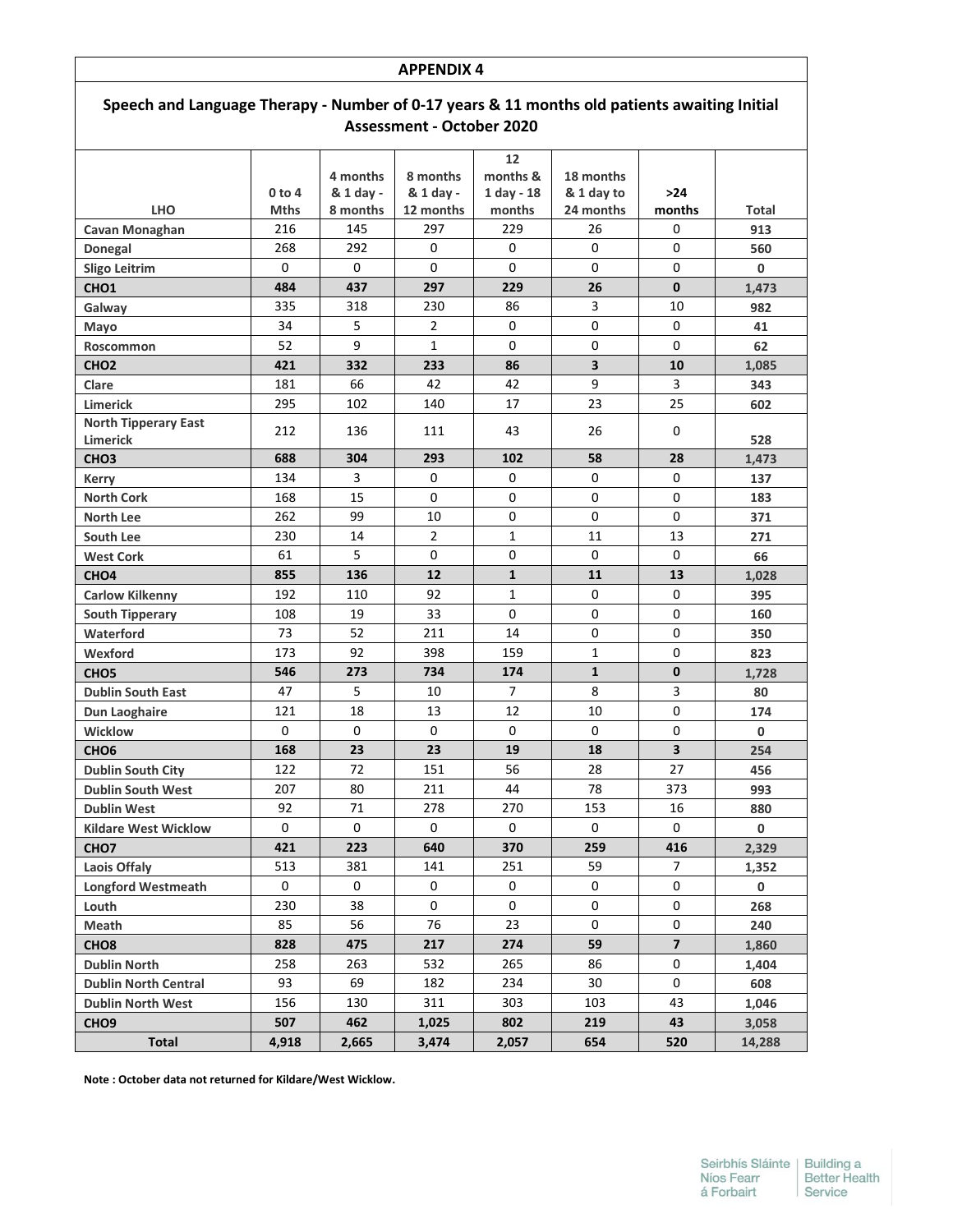# APPENDIX 4

## Speech and Language Therapy - Number of 0-17 years & 11 months old patients awaiting Initial Assessment - October 2020

| LHO | 0 to 4 Mths | 4 months & 1 day - 8 months | 8 months & 1 day - 12 months | 12 months & 1 day - 18 months | 18 months & 1 day to 24 months | >24 months | Total |
|---|---|---|---|---|---|---|---|
| Cavan Monaghan | 216 | 145 | 297 | 229 | 26 | 0 | 913 |
| Donegal | 268 | 292 | 0 | 0 | 0 | 0 | 560 |
| Sligo Leitrim | 0 | 0 | 0 | 0 | 0 | 0 | 0 |
| **CHO1** | **484** | **437** | **297** | **229** | **26** | **0** | **1,473** |
| Galway | 335 | 318 | 230 | 86 | 3 | 10 | 982 |
| Mayo | 34 | 5 | 2 | 0 | 0 | 0 | 41 |
| Roscommon | 52 | 9 | 1 | 0 | 0 | 0 | 62 |
| **CHO2** | **421** | **332** | **233** | **86** | **3** | **10** | **1,085** |
| Clare | 181 | 66 | 42 | 42 | 9 | 3 | 343 |
| Limerick | 295 | 102 | 140 | 17 | 23 | 25 | 602 |
| North Tipperary East Limerick | 212 | 136 | 111 | 43 | 26 | 0 | 528 |
| **CHO3** | **688** | **304** | **293** | **102** | **58** | **28** | **1,473** |
| Kerry | 134 | 3 | 0 | 0 | 0 | 0 | 137 |
| North Cork | 168 | 15 | 0 | 0 | 0 | 0 | 183 |
| North Lee | 262 | 99 | 10 | 0 | 0 | 0 | 371 |
| South Lee | 230 | 14 | 2 | 1 | 11 | 13 | 271 |
| West Cork | 61 | 5 | 0 | 0 | 0 | 0 | 66 |
| **CHO4** | **855** | **136** | **12** | **1** | **11** | **13** | **1,028** |
| Carlow Kilkenny | 192 | 110 | 92 | 1 | 0 | 0 | 395 |
| South Tipperary | 108 | 19 | 33 | 0 | 0 | 0 | 160 |
| Waterford | 73 | 52 | 211 | 14 | 0 | 0 | 350 |
| Wexford | 173 | 92 | 398 | 159 | 1 | 0 | 823 |
| **CHO5** | **546** | **273** | **734** | **174** | **1** | **0** | **1,728** |
| Dublin South East | 47 | 5 | 10 | 7 | 8 | 3 | 80 |
| Dun Laoghaire | 121 | 18 | 13 | 12 | 10 | 0 | 174 |
| Wicklow | 0 | 0 | 0 | 0 | 0 | 0 | 0 |
| **CHO6** | **168** | **23** | **23** | **19** | **18** | **3** | **254** |
| Dublin South City | 122 | 72 | 151 | 56 | 28 | 27 | 456 |
| Dublin South West | 207 | 80 | 211 | 44 | 78 | 373 | 993 |
| Dublin West | 92 | 71 | 278 | 270 | 153 | 16 | 880 |
| Kildare West Wicklow | 0 | 0 | 0 | 0 | 0 | 0 | 0 |
| **CHO7** | **421** | **223** | **640** | **370** | **259** | **416** | **2,329** |
| Laois Offaly | 513 | 381 | 141 | 251 | 59 | 7 | 1,352 |
| Longford Westmeath | 0 | 0 | 0 | 0 | 0 | 0 | 0 |
| Louth | 230 | 38 | 0 | 0 | 0 | 0 | 268 |
| Meath | 85 | 56 | 76 | 23 | 0 | 0 | 240 |
| **CHO8** | **828** | **475** | **217** | **274** | **59** | **7** | **1,860** |
| Dublin North | 258 | 263 | 532 | 265 | 86 | 0 | 1,404 |
| Dublin North Central | 93 | 69 | 182 | 234 | 30 | 0 | 608 |
| Dublin North West | 156 | 130 | 311 | 303 | 103 | 43 | 1,046 |
| **CHO9** | **507** | **462** | **1,025** | **802** | **219** | **43** | **3,058** |
| **Total** | **4,918** | **2,665** | **3,474** | **2,057** | **654** | **520** | **14,288** |

**Note : October data not returned for Kildare/West Wicklow.**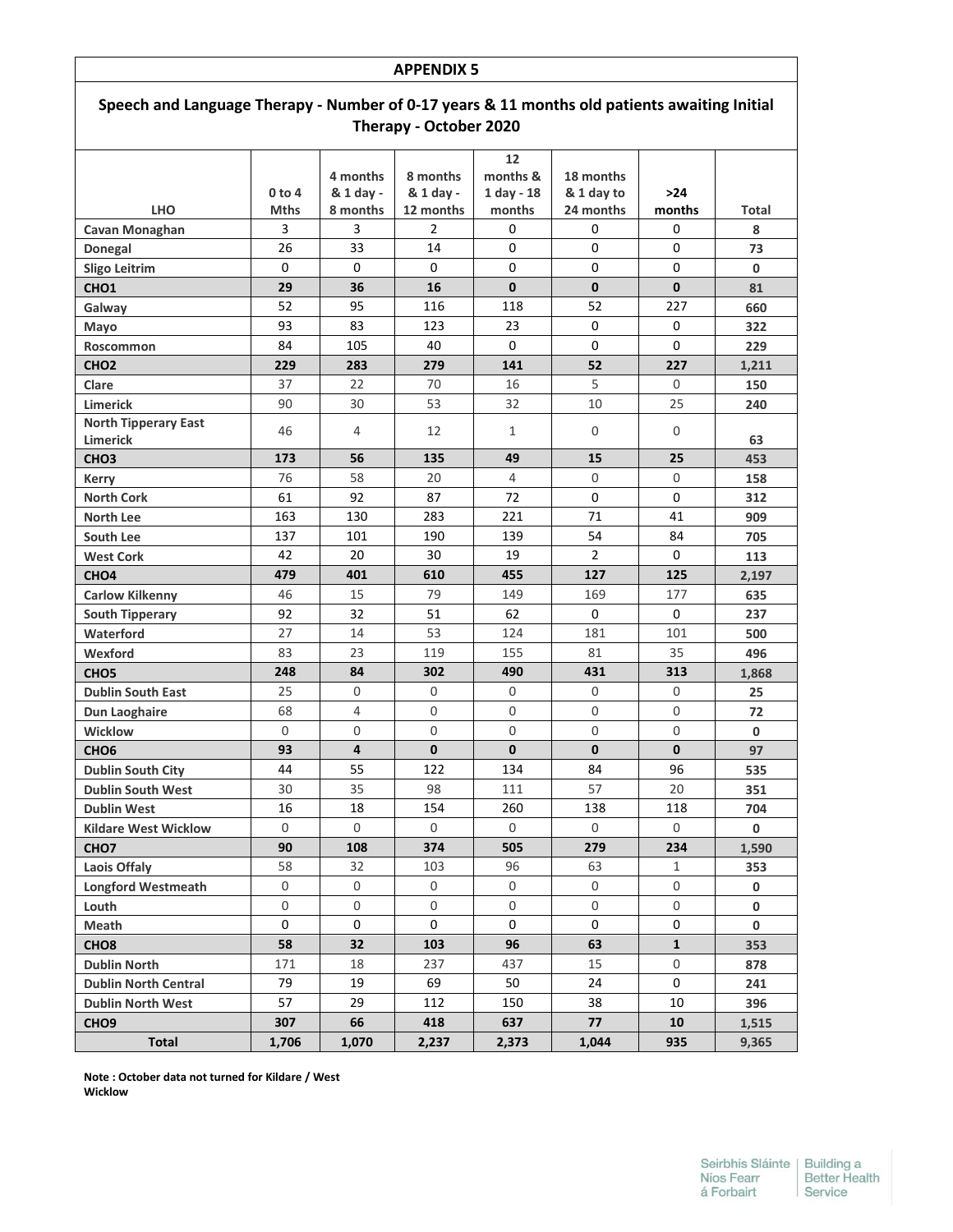## APPENDIX 5

### Speech and Language Therapy - Number of 0-17 years & 11 months old patients awaiting Initial Therapy - October 2020

| LHO | 0 to 4 Mths | 4 months & 1 day - 8 months | 8 months & 1 day - 12 months | 12 months & 1 day - 18 months | 18 months & 1 day to 24 months | >24 months | Total |
|---|---|---|---|---|---|---|---|
| Cavan Monaghan | 3 | 3 | 2 | 0 | 0 | 0 | **8** |
| Donegal | 26 | 33 | 14 | 0 | 0 | 0 | **73** |
| Sligo Leitrim | 0 | 0 | 0 | 0 | 0 | 0 | **0** |
| **CHO1** | **29** | **36** | **16** | **0** | **0** | **0** | **81** |
| Galway | 52 | 95 | 116 | 118 | 52 | 227 | **660** |
| Mayo | 93 | 83 | 123 | 23 | 0 | 0 | **322** |
| Roscommon | 84 | 105 | 40 | 0 | 0 | 0 | **229** |
| **CHO2** | **229** | **283** | **279** | **141** | **52** | **227** | **1,211** |
| Clare | 37 | 22 | 70 | 16 | 5 | 0 | **150** |
| Limerick | 90 | 30 | 53 | 32 | 10 | 25 | **240** |
| North Tipperary East Limerick | 46 | 4 | 12 | 1 | 0 | 0 | **63** |
| **CHO3** | **173** | **56** | **135** | **49** | **15** | **25** | **453** |
| Kerry | 76 | 58 | 20 | 4 | 0 | 0 | **158** |
| North Cork | 61 | 92 | 87 | 72 | 0 | 0 | **312** |
| North Lee | 163 | 130 | 283 | 221 | 71 | 41 | **909** |
| South Lee | 137 | 101 | 190 | 139 | 54 | 84 | **705** |
| West Cork | 42 | 20 | 30 | 19 | 2 | 0 | **113** |
| **CHO4** | **479** | **401** | **610** | **455** | **127** | **125** | **2,197** |
| Carlow Kilkenny | 46 | 15 | 79 | 149 | 169 | 177 | **635** |
| South Tipperary | 92 | 32 | 51 | 62 | 0 | 0 | **237** |
| Waterford | 27 | 14 | 53 | 124 | 181 | 101 | **500** |
| Wexford | 83 | 23 | 119 | 155 | 81 | 35 | **496** |
| **CHO5** | **248** | **84** | **302** | **490** | **431** | **313** | **1,868** |
| Dublin South East | 25 | 0 | 0 | 0 | 0 | 0 | **25** |
| Dun Laoghaire | 68 | 4 | 0 | 0 | 0 | 0 | **72** |
| Wicklow | 0 | 0 | 0 | 0 | 0 | 0 | **0** |
| **CHO6** | **93** | **4** | **0** | **0** | **0** | **0** | **97** |
| Dublin South City | 44 | 55 | 122 | 134 | 84 | 96 | **535** |
| Dublin South West | 30 | 35 | 98 | 111 | 57 | 20 | **351** |
| Dublin West | 16 | 18 | 154 | 260 | 138 | 118 | **704** |
| Kildare West Wicklow | 0 | 0 | 0 | 0 | 0 | 0 | **0** |
| **CHO7** | **90** | **108** | **374** | **505** | **279** | **234** | **1,590** |
| Laois Offaly | 58 | 32 | 103 | 96 | 63 | 1 | **353** |
| Longford Westmeath | 0 | 0 | 0 | 0 | 0 | 0 | **0** |
| Louth | 0 | 0 | 0 | 0 | 0 | 0 | **0** |
| Meath | 0 | 0 | 0 | 0 | 0 | 0 | **0** |
| **CHO8** | **58** | **32** | **103** | **96** | **63** | **1** | **353** |
| Dublin North | 171 | 18 | 237 | 437 | 15 | 0 | **878** |
| Dublin North Central | 79 | 19 | 69 | 50 | 24 | 0 | **241** |
| Dublin North West | 57 | 29 | 112 | 150 | 38 | 10 | **396** |
| **CHO9** | **307** | **66** | **418** | **637** | **77** | **10** | **1,515** |
| **Total** | **1,706** | **1,070** | **2,237** | **2,373** | **1,044** | **935** | **9,365** |

**Note : October data not turned for Kildare / West Wicklow**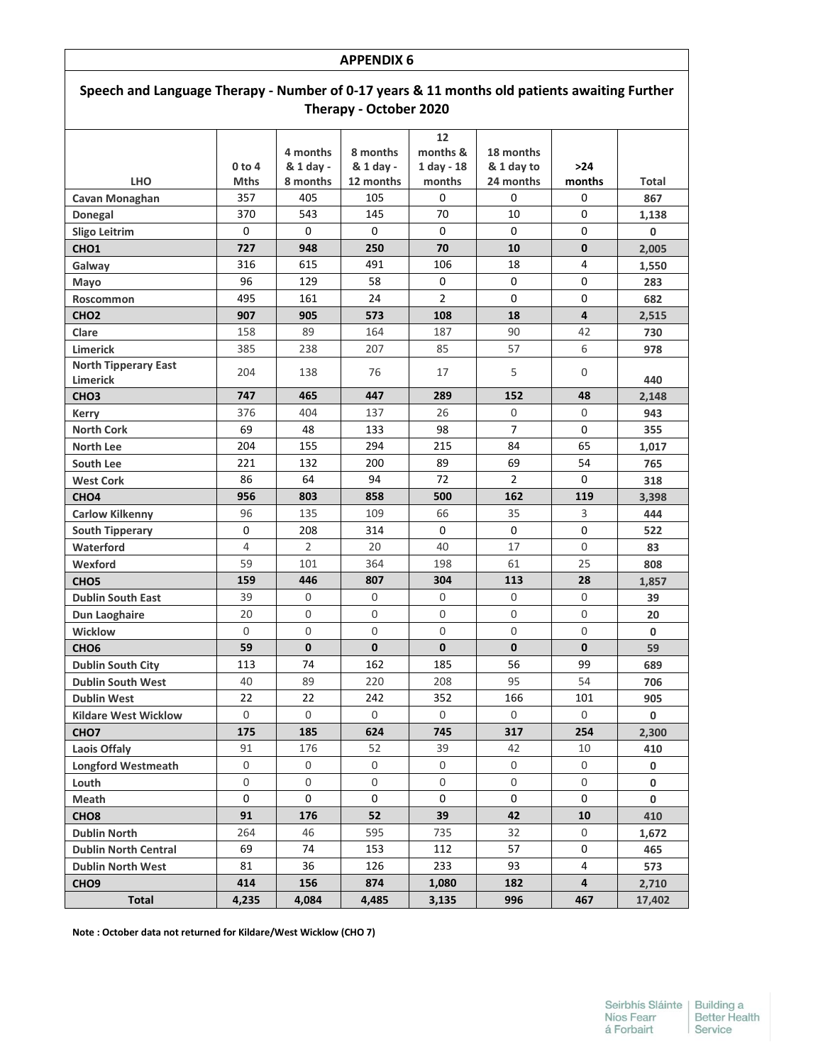## APPENDIX 6

### Speech and Language Therapy - Number of 0-17 years & 11 months old patients awaiting Further Therapy - October 2020

| LHO | 0 to 4 Mths | 4 months & 1 day - 8 months | 8 months & 1 day - 12 months | 12 months & 1 day - 18 months | 18 months & 1 day to 24 months | >24 months | Total |
|---|---|---|---|---|---|---|---|
| Cavan Monaghan | 357 | 405 | 105 | 0 | 0 | 0 | 867 |
| Donegal | 370 | 543 | 145 | 70 | 10 | 0 | 1,138 |
| Sligo Leitrim | 0 | 0 | 0 | 0 | 0 | 0 | 0 |
| **CHO1** | **727** | **948** | **250** | **70** | **10** | **0** | **2,005** |
| Galway | 316 | 615 | 491 | 106 | 18 | 4 | 1,550 |
| Mayo | 96 | 129 | 58 | 0 | 0 | 0 | 283 |
| Roscommon | 495 | 161 | 24 | 2 | 0 | 0 | 682 |
| **CHO2** | **907** | **905** | **573** | **108** | **18** | **4** | **2,515** |
| Clare | 158 | 89 | 164 | 187 | 90 | 42 | 730 |
| Limerick | 385 | 238 | 207 | 85 | 57 | 6 | 978 |
| North Tipperary East Limerick | 204 | 138 | 76 | 17 | 5 | 0 | 440 |
| **CHO3** | **747** | **465** | **447** | **289** | **152** | **48** | **2,148** |
| Kerry | 376 | 404 | 137 | 26 | 0 | 0 | 943 |
| North Cork | 69 | 48 | 133 | 98 | 7 | 0 | 355 |
| North Lee | 204 | 155 | 294 | 215 | 84 | 65 | 1,017 |
| South Lee | 221 | 132 | 200 | 89 | 69 | 54 | 765 |
| West Cork | 86 | 64 | 94 | 72 | 2 | 0 | 318 |
| **CHO4** | **956** | **803** | **858** | **500** | **162** | **119** | **3,398** |
| Carlow Kilkenny | 96 | 135 | 109 | 66 | 35 | 3 | 444 |
| South Tipperary | 0 | 208 | 314 | 0 | 0 | 0 | 522 |
| Waterford | 4 | 2 | 20 | 40 | 17 | 0 | 83 |
| Wexford | 59 | 101 | 364 | 198 | 61 | 25 | 808 |
| **CHO5** | **159** | **446** | **807** | **304** | **113** | **28** | **1,857** |
| Dublin South East | 39 | 0 | 0 | 0 | 0 | 0 | 39 |
| Dun Laoghaire | 20 | 0 | 0 | 0 | 0 | 0 | 20 |
| Wicklow | 0 | 0 | 0 | 0 | 0 | 0 | 0 |
| **CHO6** | **59** | **0** | **0** | **0** | **0** | **0** | **59** |
| Dublin South City | 113 | 74 | 162 | 185 | 56 | 99 | 689 |
| Dublin South West | 40 | 89 | 220 | 208 | 95 | 54 | 706 |
| Dublin West | 22 | 22 | 242 | 352 | 166 | 101 | 905 |
| Kildare West Wicklow | 0 | 0 | 0 | 0 | 0 | 0 | 0 |
| **CHO7** | **175** | **185** | **624** | **745** | **317** | **254** | **2,300** |
| Laois Offaly | 91 | 176 | 52 | 39 | 42 | 10 | 410 |
| Longford Westmeath | 0 | 0 | 0 | 0 | 0 | 0 | 0 |
| Louth | 0 | 0 | 0 | 0 | 0 | 0 | 0 |
| Meath | 0 | 0 | 0 | 0 | 0 | 0 | 0 |
| **CHO8** | **91** | **176** | **52** | **39** | **42** | **10** | **410** |
| Dublin North | 264 | 46 | 595 | 735 | 32 | 0 | 1,672 |
| Dublin North Central | 69 | 74 | 153 | 112 | 57 | 0 | 465 |
| Dublin North West | 81 | 36 | 126 | 233 | 93 | 4 | 573 |
| **CHO9** | **414** | **156** | **874** | **1,080** | **182** | **4** | **2,710** |
| **Total** | **4,235** | **4,084** | **4,485** | **3,135** | **996** | **467** | **17,402** |

**Note : October data not returned for Kildare/West Wicklow (CHO 7)**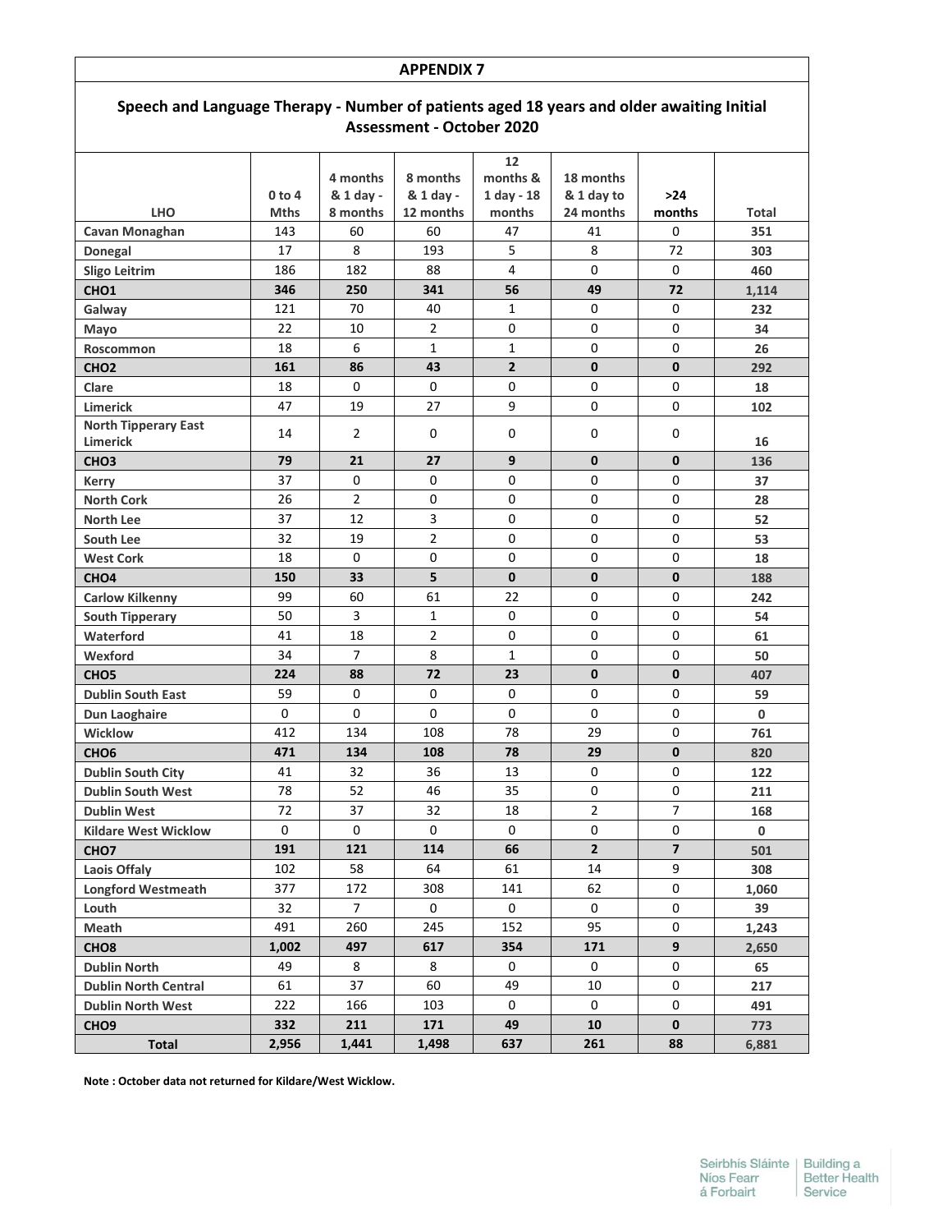## APPENDIX 7

### Speech and Language Therapy - Number of patients aged 18 years and older awaiting Initial Assessment - October 2020

| LHO | 0 to 4 Mths | 4 months & 1 day - 8 months | 8 months & 1 day - 12 months | 12 months & 1 day - 18 months | 18 months & 1 day to 24 months | >24 months | Total |
|---|---|---|---|---|---|---|---|
| Cavan Monaghan | 143 | 60 | 60 | 47 | 41 | 0 | 351 |
| Donegal | 17 | 8 | 193 | 5 | 8 | 72 | 303 |
| Sligo Leitrim | 186 | 182 | 88 | 4 | 0 | 0 | 460 |
| **CHO1** | **346** | **250** | **341** | **56** | **49** | **72** | **1,114** |
| Galway | 121 | 70 | 40 | 1 | 0 | 0 | 232 |
| Mayo | 22 | 10 | 2 | 0 | 0 | 0 | 34 |
| Roscommon | 18 | 6 | 1 | 1 | 0 | 0 | 26 |
| **CHO2** | **161** | **86** | **43** | **2** | **0** | **0** | **292** |
| Clare | 18 | 0 | 0 | 0 | 0 | 0 | 18 |
| Limerick | 47 | 19 | 27 | 9 | 0 | 0 | 102 |
| North Tipperary East Limerick | 14 | 2 | 0 | 0 | 0 | 0 | 16 |
| **CHO3** | **79** | **21** | **27** | **9** | **0** | **0** | **136** |
| Kerry | 37 | 0 | 0 | 0 | 0 | 0 | 37 |
| North Cork | 26 | 2 | 0 | 0 | 0 | 0 | 28 |
| North Lee | 37 | 12 | 3 | 0 | 0 | 0 | 52 |
| South Lee | 32 | 19 | 2 | 0 | 0 | 0 | 53 |
| West Cork | 18 | 0 | 0 | 0 | 0 | 0 | 18 |
| **CHO4** | **150** | **33** | **5** | **0** | **0** | **0** | **188** |
| Carlow Kilkenny | 99 | 60 | 61 | 22 | 0 | 0 | 242 |
| South Tipperary | 50 | 3 | 1 | 0 | 0 | 0 | 54 |
| Waterford | 41 | 18 | 2 | 0 | 0 | 0 | 61 |
| Wexford | 34 | 7 | 8 | 1 | 0 | 0 | 50 |
| **CHO5** | **224** | **88** | **72** | **23** | **0** | **0** | **407** |
| Dublin South East | 59 | 0 | 0 | 0 | 0 | 0 | 59 |
| Dun Laoghaire | 0 | 0 | 0 | 0 | 0 | 0 | 0 |
| Wicklow | 412 | 134 | 108 | 78 | 29 | 0 | 761 |
| **CHO6** | **471** | **134** | **108** | **78** | **29** | **0** | **820** |
| Dublin South City | 41 | 32 | 36 | 13 | 0 | 0 | 122 |
| Dublin South West | 78 | 52 | 46 | 35 | 0 | 0 | 211 |
| Dublin West | 72 | 37 | 32 | 18 | 2 | 7 | 168 |
| Kildare West Wicklow | 0 | 0 | 0 | 0 | 0 | 0 | 0 |
| **CHO7** | **191** | **121** | **114** | **66** | **2** | **7** | **501** |
| Laois Offaly | 102 | 58 | 64 | 61 | 14 | 9 | 308 |
| Longford Westmeath | 377 | 172 | 308 | 141 | 62 | 0 | 1,060 |
| Louth | 32 | 7 | 0 | 0 | 0 | 0 | 39 |
| Meath | 491 | 260 | 245 | 152 | 95 | 0 | 1,243 |
| **CHO8** | **1,002** | **497** | **617** | **354** | **171** | **9** | **2,650** |
| Dublin North | 49 | 8 | 8 | 0 | 0 | 0 | 65 |
| Dublin North Central | 61 | 37 | 60 | 49 | 10 | 0 | 217 |
| Dublin North West | 222 | 166 | 103 | 0 | 0 | 0 | 491 |
| **CHO9** | **332** | **211** | **171** | **49** | **10** | **0** | **773** |
| **Total** | **2,956** | **1,441** | **1,498** | **637** | **261** | **88** | **6,881** |

**Note : October data not returned for Kildare/West Wicklow.**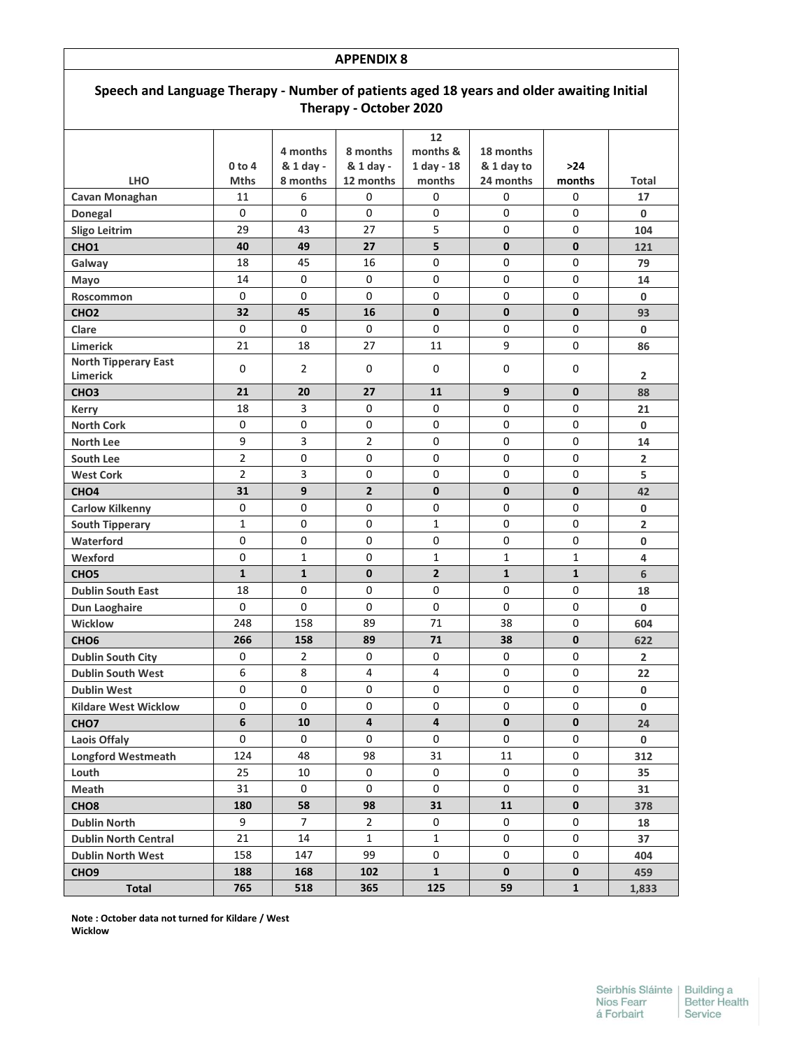## APPENDIX 8

### Speech and Language Therapy - Number of patients aged 18 years and older awaiting Initial Therapy - October 2020

| LHO | 0 to 4 Mths | 4 months & 1 day - 8 months | 8 months & 1 day - 12 months | 12 months & 1 day - 18 months | 18 months & 1 day to 24 months | >24 months | Total |
|---|---|---|---|---|---|---|---|
| Cavan Monaghan | 11 | 6 | 0 | 0 | 0 | 0 | **17** |
| Donegal | 0 | 0 | 0 | 0 | 0 | 0 | **0** |
| Sligo Leitrim | 29 | 43 | 27 | 5 | 0 | 0 | **104** |
| **CHO1** | **40** | **49** | **27** | **5** | **0** | **0** | **121** |
| Galway | 18 | 45 | 16 | 0 | 0 | 0 | **79** |
| Mayo | 14 | 0 | 0 | 0 | 0 | 0 | **14** |
| Roscommon | 0 | 0 | 0 | 0 | 0 | 0 | **0** |
| **CHO2** | **32** | **45** | **16** | **0** | **0** | **0** | **93** |
| Clare | 0 | 0 | 0 | 0 | 0 | 0 | **0** |
| Limerick | 21 | 18 | 27 | 11 | 9 | 0 | **86** |
| North Tipperary East Limerick | 0 | 2 | 0 | 0 | 0 | 0 | **2** |
| **CHO3** | **21** | **20** | **27** | **11** | **9** | **0** | **88** |
| Kerry | 18 | 3 | 0 | 0 | 0 | 0 | **21** |
| North Cork | 0 | 0 | 0 | 0 | 0 | 0 | **0** |
| North Lee | 9 | 3 | 2 | 0 | 0 | 0 | **14** |
| South Lee | 2 | 0 | 0 | 0 | 0 | 0 | **2** |
| West Cork | 2 | 3 | 0 | 0 | 0 | 0 | **5** |
| **CHO4** | **31** | **9** | **2** | **0** | **0** | **0** | **42** |
| Carlow Kilkenny | 0 | 0 | 0 | 0 | 0 | 0 | **0** |
| South Tipperary | 1 | 0 | 0 | 1 | 0 | 0 | **2** |
| Waterford | 0 | 0 | 0 | 0 | 0 | 0 | **0** |
| Wexford | 0 | 1 | 0 | 1 | 1 | 1 | **4** |
| **CHO5** | **1** | **1** | **0** | **2** | **1** | **1** | **6** |
| Dublin South East | 18 | 0 | 0 | 0 | 0 | 0 | **18** |
| Dun Laoghaire | 0 | 0 | 0 | 0 | 0 | 0 | **0** |
| Wicklow | 248 | 158 | 89 | 71 | 38 | 0 | **604** |
| **CHO6** | **266** | **158** | **89** | **71** | **38** | **0** | **622** |
| Dublin South City | 0 | 2 | 0 | 0 | 0 | 0 | **2** |
| Dublin South West | 6 | 8 | 4 | 4 | 0 | 0 | **22** |
| Dublin West | 0 | 0 | 0 | 0 | 0 | 0 | **0** |
| Kildare West Wicklow | 0 | 0 | 0 | 0 | 0 | 0 | **0** |
| **CHO7** | **6** | **10** | **4** | **4** | **0** | **0** | **24** |
| Laois Offaly | 0 | 0 | 0 | 0 | 0 | 0 | **0** |
| Longford Westmeath | 124 | 48 | 98 | 31 | 11 | 0 | **312** |
| Louth | 25 | 10 | 0 | 0 | 0 | 0 | **35** |
| Meath | 31 | 0 | 0 | 0 | 0 | 0 | **31** |
| **CHO8** | **180** | **58** | **98** | **31** | **11** | **0** | **378** |
| Dublin North | 9 | 7 | 2 | 0 | 0 | 0 | **18** |
| Dublin North Central | 21 | 14 | 1 | 1 | 0 | 0 | **37** |
| Dublin North West | 158 | 147 | 99 | 0 | 0 | 0 | **404** |
| **CHO9** | **188** | **168** | **102** | **1** | **0** | **0** | **459** |
| **Total** | **765** | **518** | **365** | **125** | **59** | **1** | **1,833** |

**Note : October data not turned for Kildare / West Wicklow**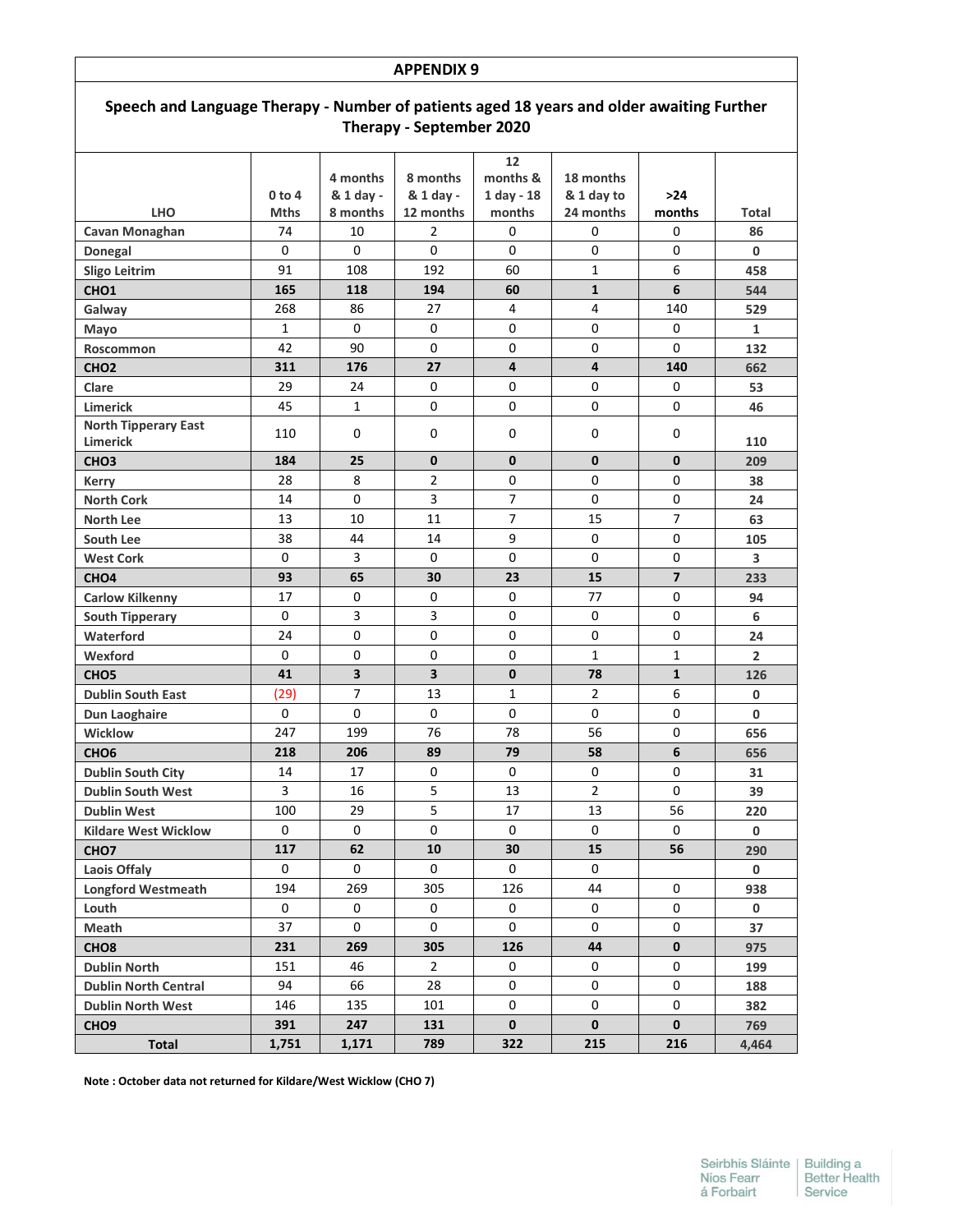## APPENDIX 9

### Speech and Language Therapy - Number of patients aged 18 years and older awaiting Further Therapy - September 2020

| LHO | 0 to 4 Mths | 4 months & 1 day - 8 months | 8 months & 1 day - 12 months | 12 months & 1 day - 18 months | 18 months & 1 day to 24 months | >24 months | Total |
|---|---|---|---|---|---|---|---|
| Cavan Monaghan | 74 | 10 | 2 | 0 | 0 | 0 | **86** |
| Donegal | 0 | 0 | 0 | 0 | 0 | 0 | **0** |
| Sligo Leitrim | 91 | 108 | 192 | 60 | 1 | 6 | **458** |
| **CHO1** | **165** | **118** | **194** | **60** | **1** | **6** | **544** |
| Galway | 268 | 86 | 27 | 4 | 4 | 140 | **529** |
| Mayo | 1 | 0 | 0 | 0 | 0 | 0 | **1** |
| Roscommon | 42 | 90 | 0 | 0 | 0 | 0 | **132** |
| **CHO2** | **311** | **176** | **27** | **4** | **4** | **140** | **662** |
| Clare | 29 | 24 | 0 | 0 | 0 | 0 | **53** |
| Limerick | 45 | 1 | 0 | 0 | 0 | 0 | **46** |
| North Tipperary East Limerick | 110 | 0 | 0 | 0 | 0 | 0 | **110** |
| **CHO3** | **184** | **25** | **0** | **0** | **0** | **0** | **209** |
| Kerry | 28 | 8 | 2 | 0 | 0 | 0 | **38** |
| North Cork | 14 | 0 | 3 | 7 | 0 | 0 | **24** |
| North Lee | 13 | 10 | 11 | 7 | 15 | 7 | **63** |
| South Lee | 38 | 44 | 14 | 9 | 0 | 0 | **105** |
| West Cork | 0 | 3 | 0 | 0 | 0 | 0 | **3** |
| **CHO4** | **93** | **65** | **30** | **23** | **15** | **7** | **233** |
| Carlow Kilkenny | 17 | 0 | 0 | 0 | 77 | 0 | **94** |
| South Tipperary | 0 | 3 | 3 | 0 | 0 | 0 | **6** |
| Waterford | 24 | 0 | 0 | 0 | 0 | 0 | **24** |
| Wexford | 0 | 0 | 0 | 0 | 1 | 1 | **2** |
| **CHO5** | **41** | **3** | **3** | **0** | **78** | **1** | **126** |
| Dublin South East | (29) | 7 | 13 | 1 | 2 | 6 | **0** |
| Dun Laoghaire | 0 | 0 | 0 | 0 | 0 | 0 | **0** |
| Wicklow | 247 | 199 | 76 | 78 | 56 | 0 | **656** |
| **CHO6** | **218** | **206** | **89** | **79** | **58** | **6** | **656** |
| Dublin South City | 14 | 17 | 0 | 0 | 0 | 0 | **31** |
| Dublin South West | 3 | 16 | 5 | 13 | 2 | 0 | **39** |
| Dublin West | 100 | 29 | 5 | 17 | 13 | 56 | **220** |
| Kildare West Wicklow | 0 | 0 | 0 | 0 | 0 | 0 | **0** |
| **CHO7** | **117** | **62** | **10** | **30** | **15** | **56** | **290** |
| Laois Offaly | 0 | 0 | 0 | 0 | 0 | | **0** |
| Longford Westmeath | 194 | 269 | 305 | 126 | 44 | 0 | **938** |
| Louth | 0 | 0 | 0 | 0 | 0 | 0 | **0** |
| Meath | 37 | 0 | 0 | 0 | 0 | 0 | **37** |
| **CHO8** | **231** | **269** | **305** | **126** | **44** | **0** | **975** |
| Dublin North | 151 | 46 | 2 | 0 | 0 | 0 | **199** |
| Dublin North Central | 94 | 66 | 28 | 0 | 0 | 0 | **188** |
| Dublin North West | 146 | 135 | 101 | 0 | 0 | 0 | **382** |
| **CHO9** | **391** | **247** | **131** | **0** | **0** | **0** | **769** |
| **Total** | **1,751** | **1,171** | **789** | **322** | **215** | **216** | **4,464** |

**Note : October data not returned for Kildare/West Wicklow (CHO 7)**